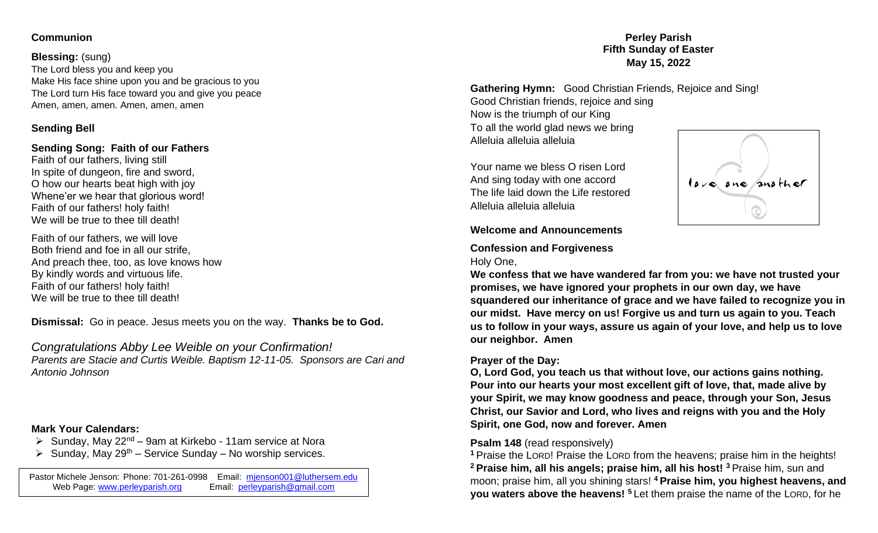**Perley Parish**
**Fifth Sunday of Easter**
**May 15, 2022**

**Gathering Hymn:** Good Christian Friends, Rejoice and Sing!
Good Christian friends, rejoice and sing
Now is the triumph of our King
To all the world glad news we bring
Alleluia alleluia alleluia

Your name we bless O risen Lord
And sing today with one accord
The life laid down the Life restored
Alleluia alleluia alleluia

**Welcome and Announcements**

**Confession and Forgiveness**

Holy One,

**We confess that we have wandered far from you: we have not trusted your promises, we have ignored your prophets in our own day, we have squandered our inheritance of grace and we have failed to recognize you in our midst. Have mercy on us! Forgive us and turn us again to you. Teach us to follow in your ways, assure us again of your love, and help us to love our neighbor. Amen**

**Prayer of the Day:**

**O, Lord God, you teach us that without love, our actions gains nothing. Pour into our hearts your most excellent gift of love, that, made alive by your Spirit, we may know goodness and peace, through your Son, Jesus Christ, our Savior and Lord, who lives and reigns with you and the Holy Spirit, one God, now and forever. Amen**

**Psalm 148** (read responsively)

[1] Praise the LORD! Praise the LORD from the heavens; praise him in the heights! **[2] Praise him, all his angels; praise him, all his host!** [3] Praise him, sun and moon; praise him, all you shining stars! **[4] Praise him, you highest heavens, and you waters above the heavens!** [5] Let them praise the name of the LORD, for he

**Communion**

**Blessing:** (sung)
The Lord bless you and keep you
Make His face shine upon you and be gracious to you
The Lord turn His face toward you and give you peace
Amen, amen, amen. Amen, amen, amen

**Sending Bell**

**Sending Song: Faith of our Fathers**
Faith of our fathers, living still
In spite of dungeon, fire and sword,
O how our hearts beat high with joy
Whene'er we hear that glorious word!
Faith of our fathers! holy faith!
We will be true to thee till death!

Faith of our fathers, we will love
Both friend and foe in all our strife,
And preach thee, too, as love knows how
By kindly words and virtuous life.
Faith of our fathers! holy faith!
We will be true to thee till death!

**Dismissal:** Go in peace. Jesus meets you on the way. **Thanks be to God.**

*Congratulations Abby Lee Weible on your Confirmation!*
*Parents are Stacie and Curtis Weible. Baptism 12-11-05. Sponsors are Cari and Antonio Johnson*

**Mark Your Calendars:**
- Sunday, May 22nd – 9am at Kirkebo - 11am service at Nora
- Sunday, May 29th – Service Sunday – No worship services.

Pastor Michele Jenson: Phone: 701-261-0998 Email: mjenson001@luthersem.edu
Web Page: www.perleyparish.org Email: perleyparish@gmail.com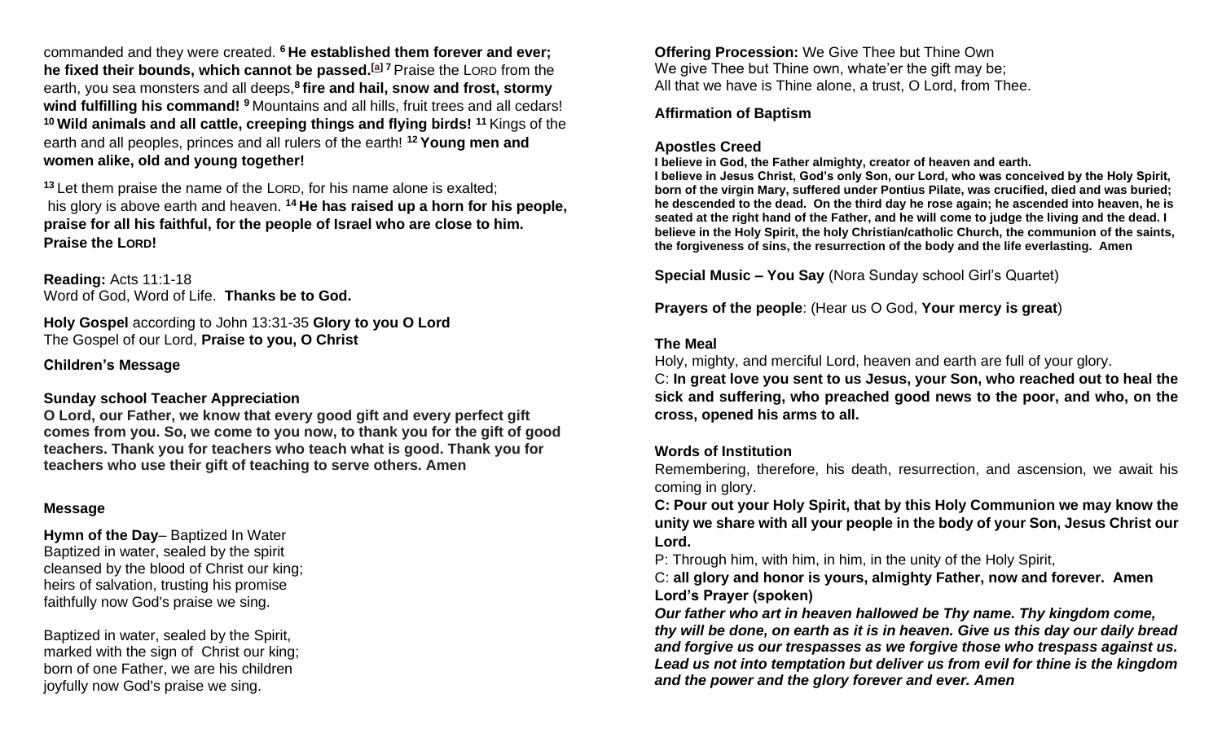commanded and they were created. 6 **He established them forever and ever; he fixed their bounds, which cannot be passed.**[a] 7 Praise the LORD from the earth, you sea monsters and all deeps, 8 **fire and hail, snow and frost, stormy wind fulfilling his command!** 9 Mountains and all hills, fruit trees and all cedars! 10 **Wild animals and all cattle, creeping things and flying birds!** 11 Kings of the earth and all peoples, princes and all rulers of the earth! 12 **Young men and women alike, old and young together!**

13 Let them praise the name of the LORD, for his name alone is exalted; his glory is above earth and heaven. 14 **He has raised up a horn for his people, praise for all his faithful, for the people of Israel who are close to him. Praise the LORD!**

**Reading:** Acts 11:1-18
Word of God, Word of Life. **Thanks be to God.**

**Holy Gospel** according to John 13:31-35 **Glory to you O Lord**
The Gospel of our Lord, **Praise to you, O Christ**

**Children's Message**

**Sunday school Teacher Appreciation**
**O Lord, our Father, we know that every good gift and every perfect gift comes from you. So, we come to you now, to thank you for the gift of good teachers. Thank you for teachers who teach what is good. Thank you for teachers who use their gift of teaching to serve others. Amen**

**Message**

**Hymn of the Day**– Baptized In Water
Baptized in water, sealed by the spirit
cleansed by the blood of Christ our king;
heirs of salvation, trusting his promise
faithfully now God's praise we sing.

Baptized in water, sealed by the Spirit,
marked with the sign of Christ our king;
born of one Father, we are his children
joyfully now God's praise we sing.

**Offering Procession:** We Give Thee but Thine Own
We give Thee but Thine own, whate'er the gift may be;
All that we have is Thine alone, a trust, O Lord, from Thee.

**Affirmation of Baptism**

**Apostles Creed**
**I believe in God, the Father almighty, creator of heaven and earth.**
**I believe in Jesus Christ, God's only Son, our Lord, who was conceived by the Holy Spirit, born of the virgin Mary, suffered under Pontius Pilate, was crucified, died and was buried; he descended to the dead. On the third day he rose again; he ascended into heaven, he is seated at the right hand of the Father, and he will come to judge the living and the dead. I believe in the Holy Spirit, the holy Christian/catholic Church, the communion of the saints, the forgiveness of sins, the resurrection of the body and the life everlasting. Amen**

**Special Music – You Say** (Nora Sunday school Girl's Quartet)

**Prayers of the people**: (Hear us O God, **Your mercy is great**)

**The Meal**
Holy, mighty, and merciful Lord, heaven and earth are full of your glory.
C: **In great love you sent to us Jesus, your Son, who reached out to heal the sick and suffering, who preached good news to the poor, and who, on the cross, opened his arms to all.**

**Words of Institution**
Remembering, therefore, his death, resurrection, and ascension, we await his coming in glory.
**C: Pour out your Holy Spirit, that by this Holy Communion we may know the unity we share with all your people in the body of your Son, Jesus Christ our Lord.**
P: Through him, with him, in him, in the unity of the Holy Spirit,
C: **all glory and honor is yours, almighty Father, now and forever. Amen**
**Lord's Prayer (spoken)**
***Our father who art in heaven hallowed be Thy name. Thy kingdom come, thy will be done, on earth as it is in heaven. Give us this day our daily bread and forgive us our trespasses as we forgive those who trespass against us. Lead us not into temptation but deliver us from evil for thine is the kingdom and the power and the glory forever and ever. Amen***